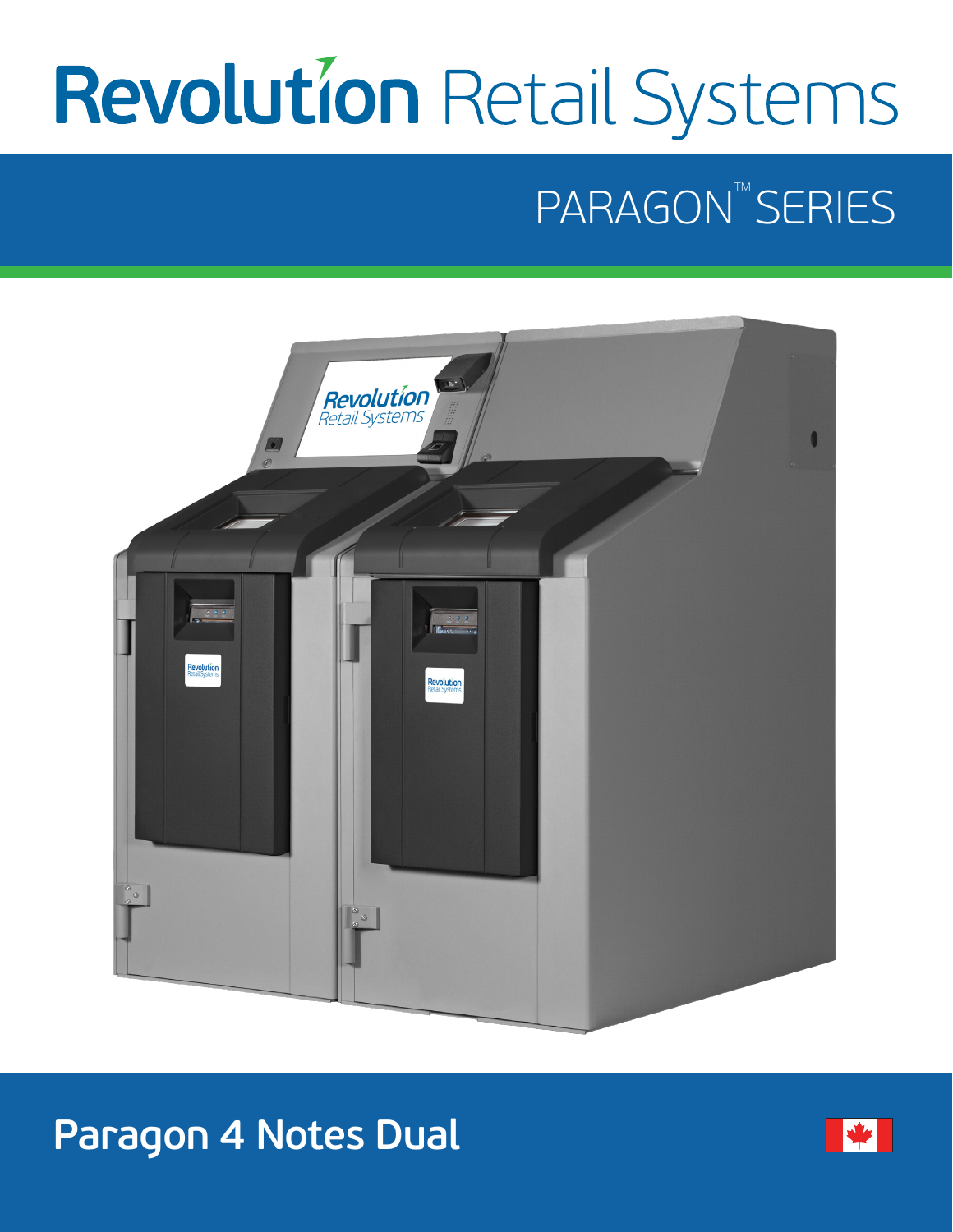# Revolution Retail Systems

## PARAGON™ SERIES

## Paragon 4 Notes Dual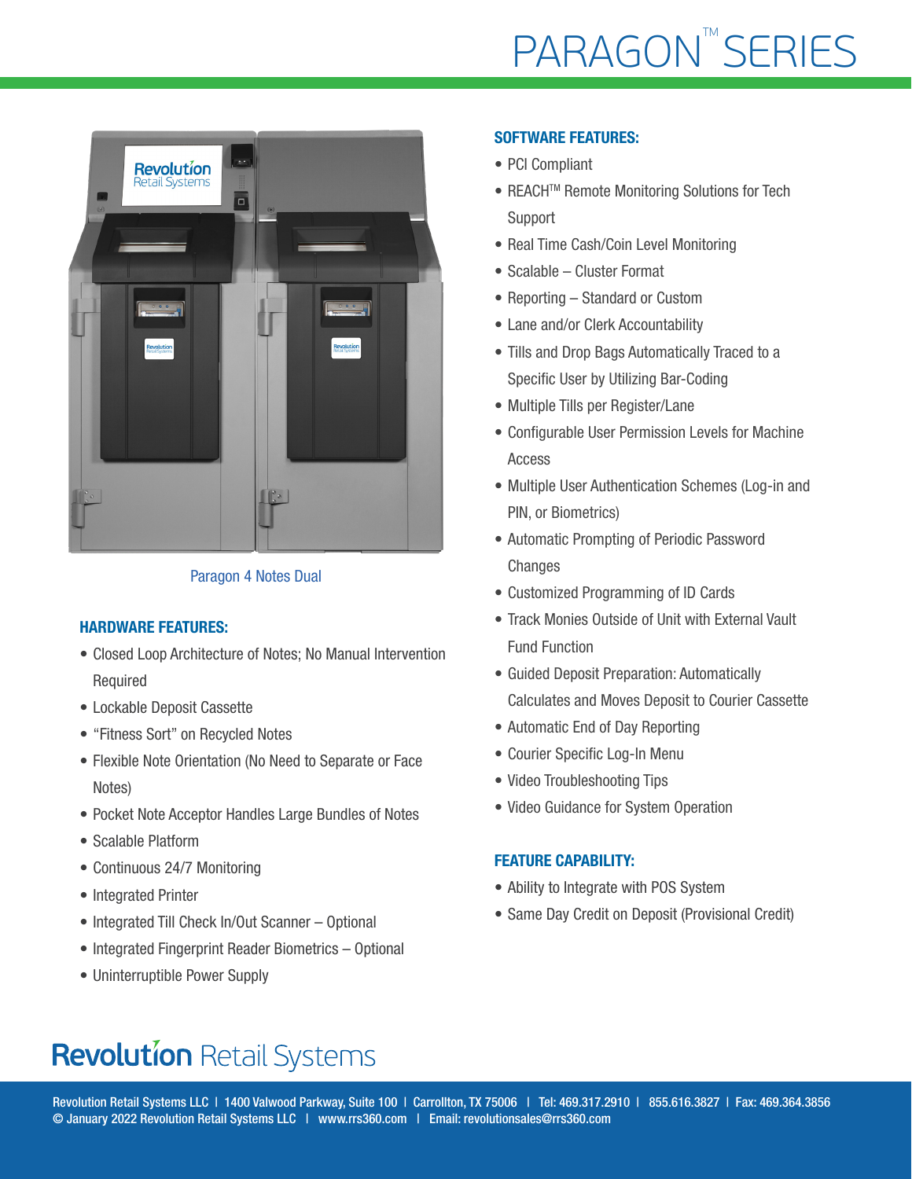# PARAGON™ SERIES

Paragon 4 Notes Dual

## HARDWARE FEATURES:

- Closed Loop Architecture of Notes; No Manual Intervention Required
- Lockable Deposit Cassette
- "Fitness Sort" on Recycled Notes
- Flexible Note Orientation (No Need to Separate or Face Notes)
- Pocket Note Acceptor Handles Large Bundles of Notes
- Scalable Platform
- Continuous 24/7 Monitoring
- Integrated Printer
- Integrated Till Check In/Out Scanner – Optional
- Integrated Fingerprint Reader Biometrics – Optional
- Uninterruptible Power Supply

## SOFTWARE FEATURES:

- PCI Compliant
- REACH™ Remote Monitoring Solutions for Tech Support
- Real Time Cash/Coin Level Monitoring
- Scalable – Cluster Format
- Reporting – Standard or Custom
- Lane and/or Clerk Accountability
- Tills and Drop Bags Automatically Traced to a Specific User by Utilizing Bar-Coding
- Multiple Tills per Register/Lane
- Configurable User Permission Levels for Machine Access
- Multiple User Authentication Schemes (Log-in and PIN, or Biometrics)
- Automatic Prompting of Periodic Password Changes
- Customized Programming of ID Cards
- Track Monies Outside of Unit with External Vault Fund Function
- Guided Deposit Preparation: Automatically Calculates and Moves Deposit to Courier Cassette
- Automatic End of Day Reporting
- Courier Specific Log-In Menu
- Video Troubleshooting Tips
- Video Guidance for System Operation

## FEATURE CAPABILITY:

- Ability to Integrate with POS System
- Same Day Credit on Deposit (Provisional Credit)

**Revolution** Retail Systems

Revolution Retail Systems LLC | 1400 Valwood Parkway, Suite 100 | Carrollton, TX 75006 | Tel: 469.317.2910 | 855.616.3827 | Fax: 469.364.3856
© January 2022 Revolution Retail Systems LLC | www.rrs360.com | Email: revolutionsales@rrs360.com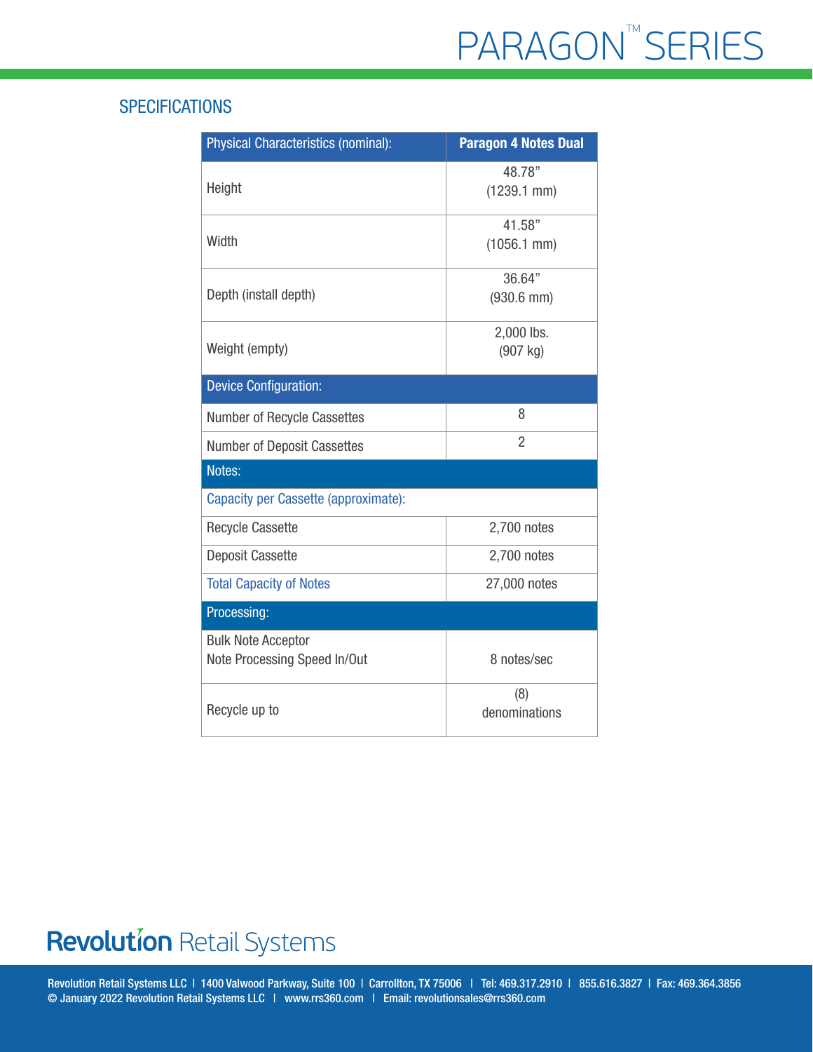## SPECIFICATIONS

| Physical Characteristics (nominal): | Paragon 4 Notes Dual |
|---|---|
| Height | 48.78" (1239.1 mm) |
| Width | 41.58" (1056.1 mm) |
| Depth (install depth) | 36.64" (930.6 mm) |
| Weight (empty) | 2,000 lbs. (907 kg) |
| **Device Configuration:** | |
| Number of Recycle Cassettes | 8 |
| Number of Deposit Cassettes | 2 |
| **Notes:** | |
| Capacity per Cassette (approximate): | |
| Recycle Cassette | 2,700 notes |
| Deposit Cassette | 2,700 notes |
| Total Capacity of Notes | 27,000 notes |
| **Processing:** | |
| Bulk Note Acceptor<br>Note Processing Speed In/Out | 8 notes/sec |
| Recycle up to | (8) denominations |

Revolution Retail Systems

Revolution Retail Systems LLC | 1400 Valwood Parkway, Suite 100 | Carrollton, TX 75006 | Tel: 469.317.2910 | 855.616.3827 | Fax: 469.364.3856
© January 2022 Revolution Retail Systems LLC | www.rrs360.com | Email: revolutionsales@rrs360.com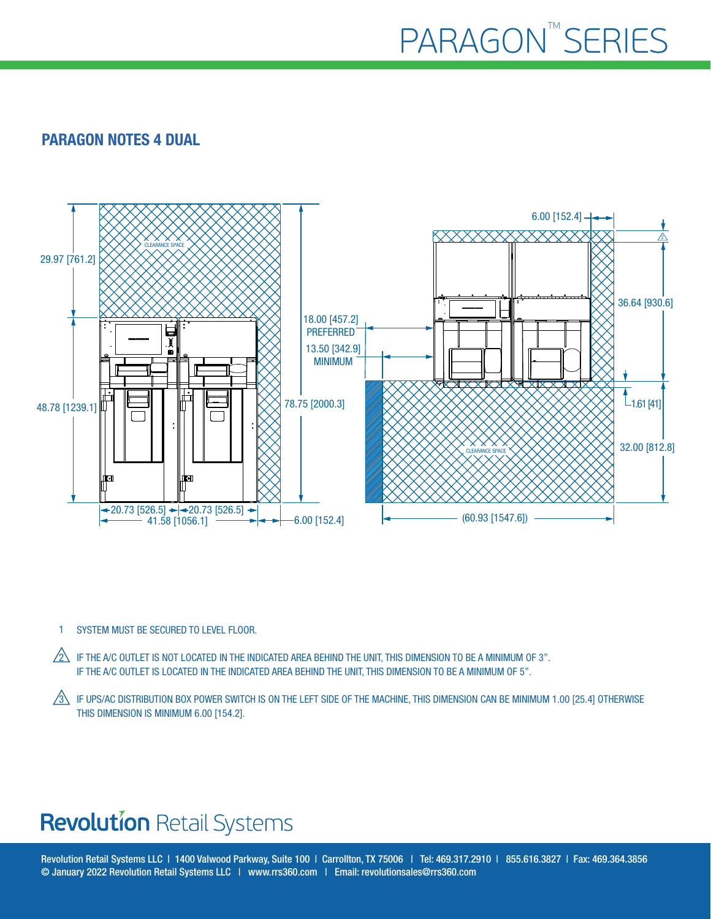## PARAGON NOTES 4 DUAL

CLEARANCE SPACE

29.97 [761.2]

48.78 [1239.1]

18.00 [457.2]
PREFERRED

13.50 [342.9]
MINIMUM

78.75 [2000.3]

20.73 [526.5]

20.73 [526.5]

41.58 [1056.1]

6.00 [152.4]

6.00 [152.4]

36.64 [930.6]

1.61 [41]

32.00 [812.8]

CLEARANCE SPACE

(60.93 [1547.6])

1. SYSTEM MUST BE SECURED TO LEVEL FLOOR.

2. IF THE A/C OUTLET IS NOT LOCATED IN THE INDICATED AREA BEHIND THE UNIT, THIS DIMENSION TO BE A MINIMUM OF 3".
IF THE A/C OUTLET IS LOCATED IN THE INDICATED AREA BEHIND THE UNIT, THIS DIMENSION TO BE A MINIMUM OF 5".

3. IF UPS/AC DISTRIBUTION BOX POWER SWITCH IS ON THE LEFT SIDE OF THE MACHINE, THIS DIMENSION CAN BE MINIMUM 1.00 [25.4] OTHERWISE THIS DIMENSION IS MINIMUM 6.00 [154.2].

Revolution Retail Systems

Revolution Retail Systems LLC | 1400 Valwood Parkway, Suite 100 | Carrollton, TX 75006 | Tel: 469.317.2910 | 855.616.3827 | Fax: 469.364.3856
© January 2022 Revolution Retail Systems LLC | www.rrs360.com | Email: revolutionsales@rrs360.com